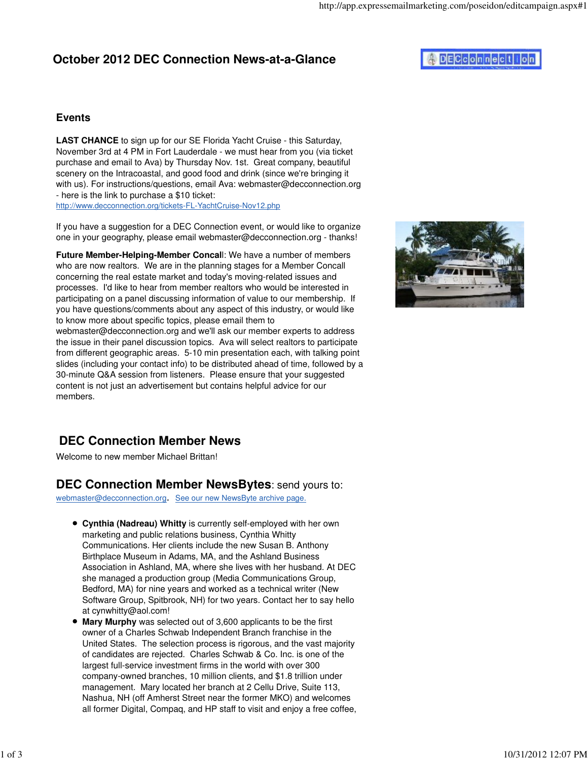# October 2012 DEC Connection News-at-a-Glance

## Events

**LAST CHANCE** to sign up for our SE Florida Yacht Cruise - this Saturday, November 3rd at 4 PM in Fort Lauderdale - we must hear from you (via ticket purchase and email to Ava) by Thursday Nov. 1st. Great company, beautiful scenery on the Intracoastal, and good food and drink (since we're bringing it with us). For instructions/questions, email Ava: webmaster@decconnection.org - here is the link to purchase a $10 ticket: http://www.decconnection.org/tickets-FL-YachtCruise-Nov12.php

If you have a suggestion for a DEC Connection event, or would like to organize one in your geography, please email webmaster@decconnection.org - thanks!

**Future Member-Helping-Member Concall**: We have a number of members who are now realtors. We are in the planning stages for a Member Concall concerning the real estate market and today's moving-related issues and processes. I'd like to hear from member realtors who would be interested in participating on a panel discussing information of value to our membership. If you have questions/comments about any aspect of this industry, or would like to know more about specific topics, please email them to webmaster@decconnection.org and we'll ask our member experts to address the issue in their panel discussion topics. Ava will select realtors to participate from different geographic areas. 5-10 min presentation each, with talking point slides (including your contact info) to be distributed ahead of time, followed by a 30-minute Q&A session from listeners. Please ensure that your suggested content is not just an advertisement but contains helpful advice for our members.

## DEC Connection Member News

Welcome to new member Michael Brittan!

## DEC Connection Member NewsBytes: send yours to:

webmaster@decconnection.org. See our new NewsByte archive page.

- **Cynthia (Nadreau) Whitty** is currently self-employed with her own marketing and public relations business, Cynthia Whitty Communications. Her clients include the new Susan B. Anthony Birthplace Museum in Adams, MA, and the Ashland Business Association in Ashland, MA, where she lives with her husband. At DEC she managed a production group (Media Communications Group, Bedford, MA) for nine years and worked as a technical writer (New Software Group, Spitbrook, NH) for two years. Contact her to say hello at cynwhitty@aol.com!
- **Mary Murphy** was selected out of 3,600 applicants to be the first owner of a Charles Schwab Independent Branch franchise in the United States. The selection process is rigorous, and the vast majority of candidates are rejected. Charles Schwab & Co. Inc. is one of the largest full-service investment firms in the world with over 300 company-owned branches, 10 million clients, and $1.8 trillion under management. Mary located her branch at 2 Cellu Drive, Suite 113, Nashua, NH (off Amherst Street near the former MKO) and welcomes all former Digital, Compaq, and HP staff to visit and enjoy a free coffee,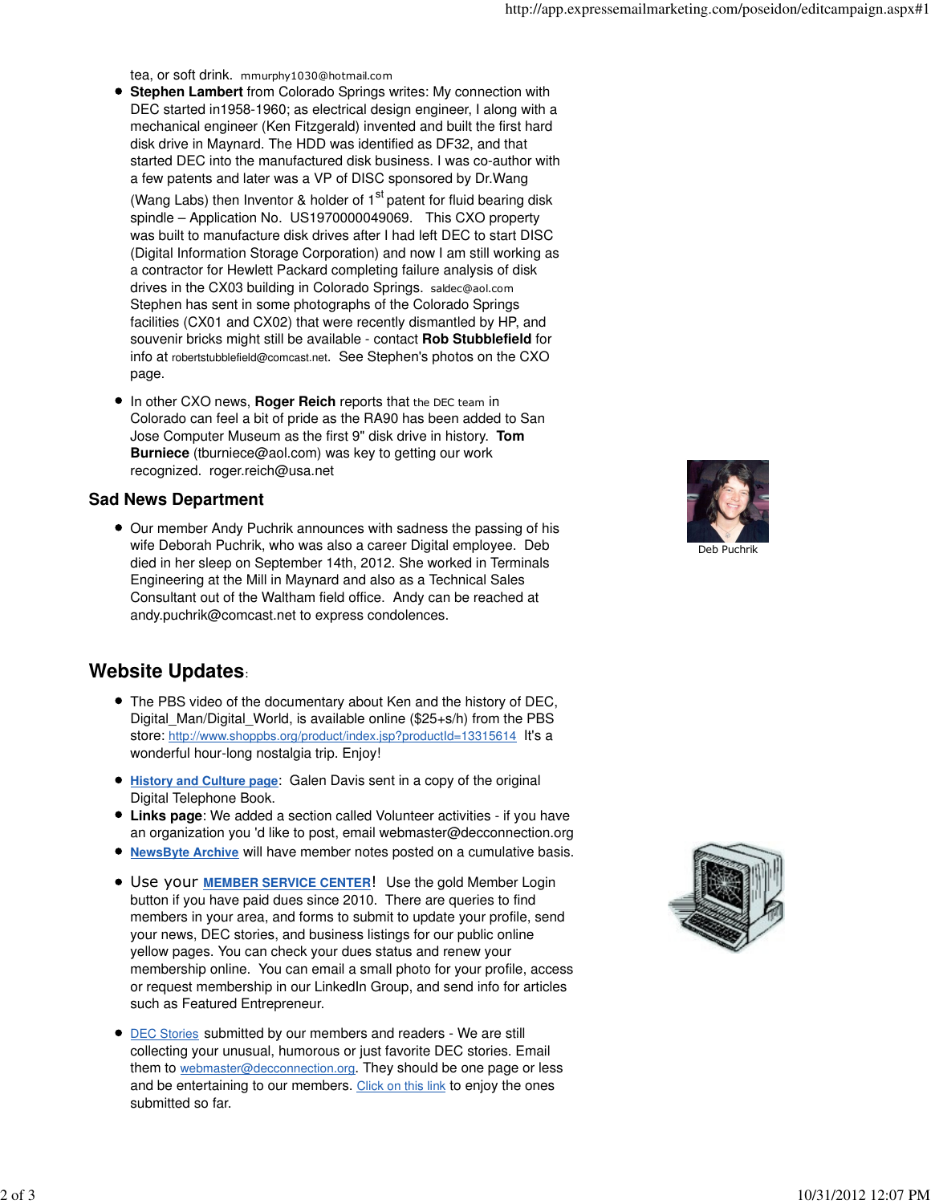tea, or soft drink. mmurphy1030@hotmail.com

- **Stephen Lambert** from Colorado Springs writes: My connection with DEC started in1958-1960; as electrical design engineer, I along with a mechanical engineer (Ken Fitzgerald) invented and built the first hard disk drive in Maynard. The HDD was identified as DF32, and that started DEC into the manufactured disk business. I was co-author with a few patents and later was a VP of DISC sponsored by Dr.Wang (Wang Labs) then Inventor & holder of 1st patent for fluid bearing disk spindle – Application No. US1970000049069. This CXO property was built to manufacture disk drives after I had left DEC to start DISC (Digital Information Storage Corporation) and now I am still working as a contractor for Hewlett Packard completing failure analysis of disk drives in the CX03 building in Colorado Springs. saldec@aol.com Stephen has sent in some photographs of the Colorado Springs facilities (CX01 and CX02) that were recently dismantled by HP, and souvenir bricks might still be available - contact **Rob Stubblefield** for info at robertstubblefield@comcast.net. See Stephen's photos on the CXO page.

- In other CXO news, **Roger Reich** reports that the DEC team in Colorado can feel a bit of pride as the RA90 has been added to San Jose Computer Museum as the first 9" disk drive in history. **Tom Burniece** (tburniece@aol.com) was key to getting our work recognized. roger.reich@usa.net

## Sad News Department

- Our member Andy Puchrik announces with sadness the passing of his wife Deborah Puchrik, who was also a career Digital employee. Deb died in her sleep on September 14th, 2012. She worked in Terminals Engineering at the Mill in Maynard and also as a Technical Sales Consultant out of the Waltham field office. Andy can be reached at andy.puchrik@comcast.net to express condolences.

Deb Puchrik

## Website Updates:

- The PBS video of the documentary about Ken and the history of DEC, Digital_Man/Digital_World, is available online ($25+s/h) from the PBS store: http://www.shoppbs.org/product/index.jsp?productId=13315614 It's a wonderful hour-long nostalgia trip. Enjoy!

- **History and Culture page**: Galen Davis sent in a copy of the original Digital Telephone Book.
- **Links page**: We added a section called Volunteer activities - if you have an organization you 'd like to post, email webmaster@decconnection.org
- **NewsByte Archive** will have member notes posted on a cumulative basis.

- Use your **MEMBER SERVICE CENTER**! Use the gold Member Login button if you have paid dues since 2010. There are queries to find members in your area, and forms to submit to update your profile, send your news, DEC stories, and business listings for our public online yellow pages. You can check your dues status and renew your membership online. You can email a small photo for your profile, access or request membership in our LinkedIn Group, and send info for articles such as Featured Entrepreneur.

- DEC Stories submitted by our members and readers - We are still collecting your unusual, humorous or just favorite DEC stories. Email them to webmaster@decconnection.org. They should be one page or less and be entertaining to our members. Click on this link to enjoy the ones submitted so far.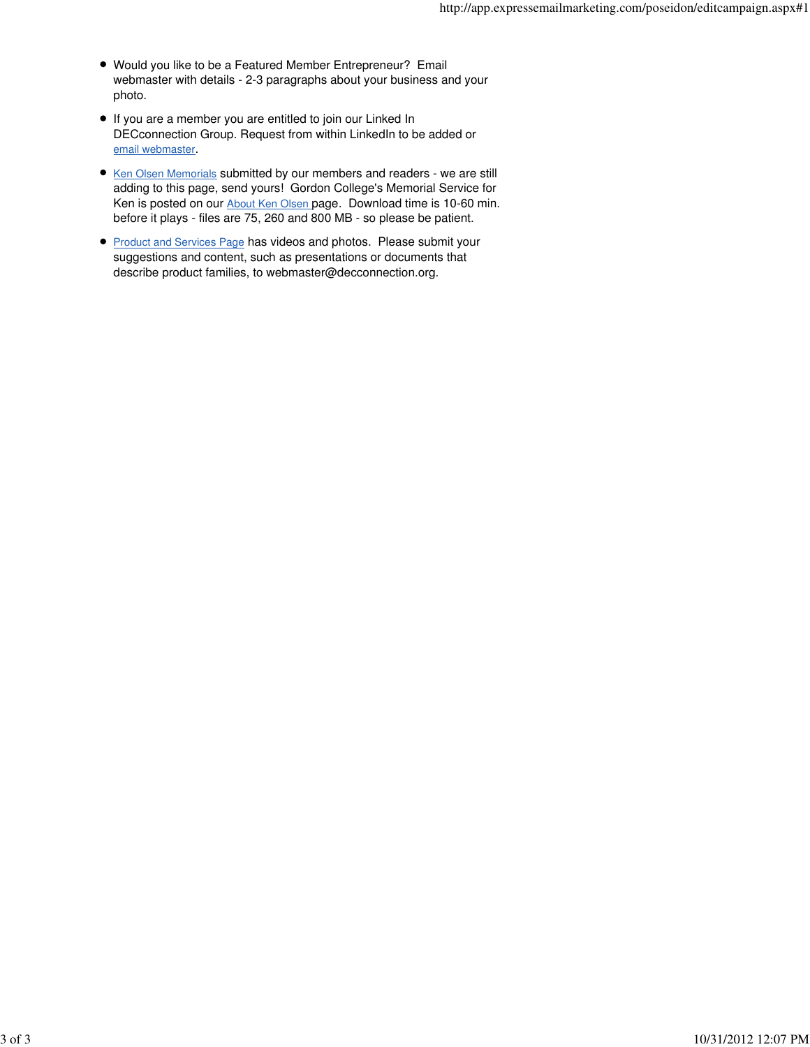- Would you like to be a Featured Member Entrepreneur? Email webmaster with details - 2-3 paragraphs about your business and your photo.
- If you are a member you are entitled to join our Linked In DECconnection Group. Request from within LinkedIn to be added or email webmaster.
- Ken Olsen Memorials submitted by our members and readers - we are still adding to this page, send yours! Gordon College's Memorial Service for Ken is posted on our About Ken Olsen page. Download time is 10-60 min. before it plays - files are 75, 260 and 800 MB - so please be patient.
- Product and Services Page has videos and photos. Please submit your suggestions and content, such as presentations or documents that describe product families, to webmaster@decconnection.org.